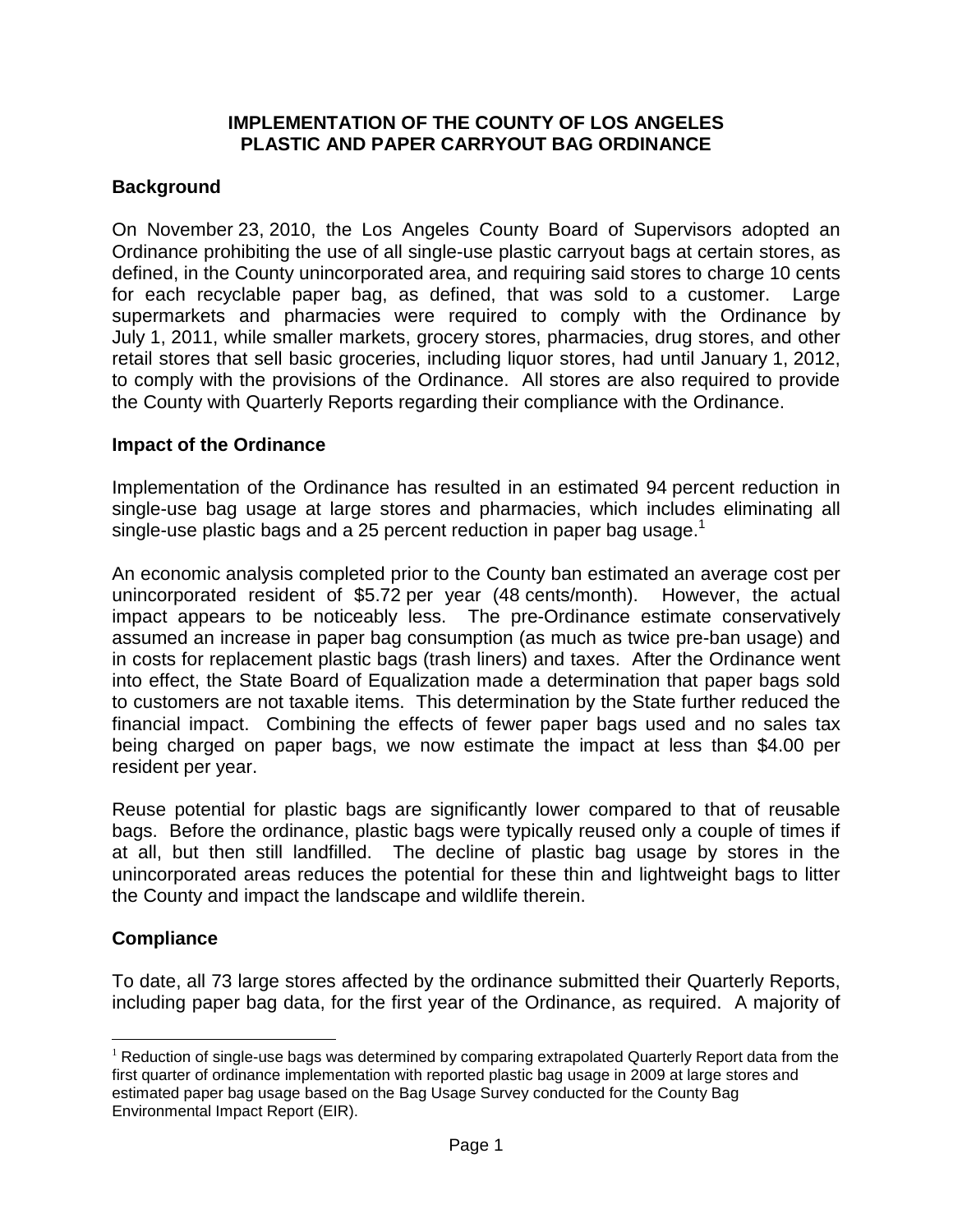# IMPLEMENTATION OF THE COUNTY OF LOS ANGELES PLASTIC AND PAPER CARRYOUT BAG ORDINANCE

## Background

On November 23, 2010, the Los Angeles County Board of Supervisors adopted an Ordinance prohibiting the use of all single-use plastic carryout bags at certain stores, as defined, in the County unincorporated area, and requiring said stores to charge 10 cents for each recyclable paper bag, as defined, that was sold to a customer. Large supermarkets and pharmacies were required to comply with the Ordinance by July 1, 2011, while smaller markets, grocery stores, pharmacies, drug stores, and other retail stores that sell basic groceries, including liquor stores, had until January 1, 2012, to comply with the provisions of the Ordinance. All stores are also required to provide the County with Quarterly Reports regarding their compliance with the Ordinance.

## Impact of the Ordinance

Implementation of the Ordinance has resulted in an estimated 94 percent reduction in single-use bag usage at large stores and pharmacies, which includes eliminating all single-use plastic bags and a 25 percent reduction in paper bag usage.[1]

An economic analysis completed prior to the County ban estimated an average cost per unincorporated resident of $5.72 per year (48 cents/month). However, the actual impact appears to be noticeably less. The pre-Ordinance estimate conservatively assumed an increase in paper bag consumption (as much as twice pre-ban usage) and in costs for replacement plastic bags (trash liners) and taxes. After the Ordinance went into effect, the State Board of Equalization made a determination that paper bags sold to customers are not taxable items. This determination by the State further reduced the financial impact. Combining the effects of fewer paper bags used and no sales tax being charged on paper bags, we now estimate the impact at less than $4.00 per resident per year.

Reuse potential for plastic bags are significantly lower compared to that of reusable bags. Before the ordinance, plastic bags were typically reused only a couple of times if at all, but then still landfilled. The decline of plastic bag usage by stores in the unincorporated areas reduces the potential for these thin and lightweight bags to litter the County and impact the landscape and wildlife therein.

## Compliance

To date, all 73 large stores affected by the ordinance submitted their Quarterly Reports, including paper bag data, for the first year of the Ordinance, as required. A majority of

[1] Reduction of single-use bags was determined by comparing extrapolated Quarterly Report data from the first quarter of ordinance implementation with reported plastic bag usage in 2009 at large stores and estimated paper bag usage based on the Bag Usage Survey conducted for the County Bag Environmental Impact Report (EIR).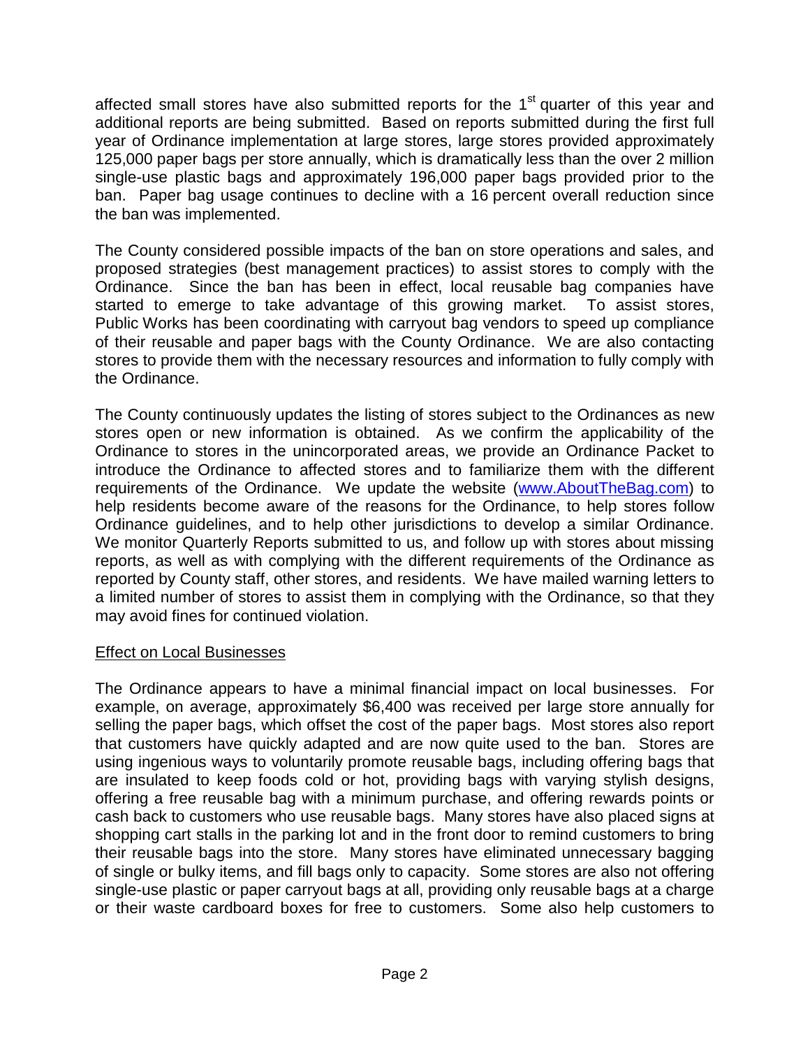affected small stores have also submitted reports for the 1st quarter of this year and additional reports are being submitted. Based on reports submitted during the first full year of Ordinance implementation at large stores, large stores provided approximately 125,000 paper bags per store annually, which is dramatically less than the over 2 million single-use plastic bags and approximately 196,000 paper bags provided prior to the ban. Paper bag usage continues to decline with a 16 percent overall reduction since the ban was implemented.

The County considered possible impacts of the ban on store operations and sales, and proposed strategies (best management practices) to assist stores to comply with the Ordinance. Since the ban has been in effect, local reusable bag companies have started to emerge to take advantage of this growing market. To assist stores, Public Works has been coordinating with carryout bag vendors to speed up compliance of their reusable and paper bags with the County Ordinance. We are also contacting stores to provide them with the necessary resources and information to fully comply with the Ordinance.

The County continuously updates the listing of stores subject to the Ordinances as new stores open or new information is obtained. As we confirm the applicability of the Ordinance to stores in the unincorporated areas, we provide an Ordinance Packet to introduce the Ordinance to affected stores and to familiarize them with the different requirements of the Ordinance. We update the website ([www.AboutTheBag.com](www.AboutTheBag.com)) to help residents become aware of the reasons for the Ordinance, to help stores follow Ordinance guidelines, and to help other jurisdictions to develop a similar Ordinance. We monitor Quarterly Reports submitted to us, and follow up with stores about missing reports, as well as with complying with the different requirements of the Ordinance as reported by County staff, other stores, and residents. We have mailed warning letters to a limited number of stores to assist them in complying with the Ordinance, so that they may avoid fines for continued violation.

<u>Effect on Local Businesses</u>

The Ordinance appears to have a minimal financial impact on local businesses. For example, on average, approximately $6,400 was received per large store annually for selling the paper bags, which offset the cost of the paper bags. Most stores also report that customers have quickly adapted and are now quite used to the ban. Stores are using ingenious ways to voluntarily promote reusable bags, including offering bags that are insulated to keep foods cold or hot, providing bags with varying stylish designs, offering a free reusable bag with a minimum purchase, and offering rewards points or cash back to customers who use reusable bags. Many stores have also placed signs at shopping cart stalls in the parking lot and in the front door to remind customers to bring their reusable bags into the store. Many stores have eliminated unnecessary bagging of single or bulky items, and fill bags only to capacity. Some stores are also not offering single-use plastic or paper carryout bags at all, providing only reusable bags at a charge or their waste cardboard boxes for free to customers. Some also help customers to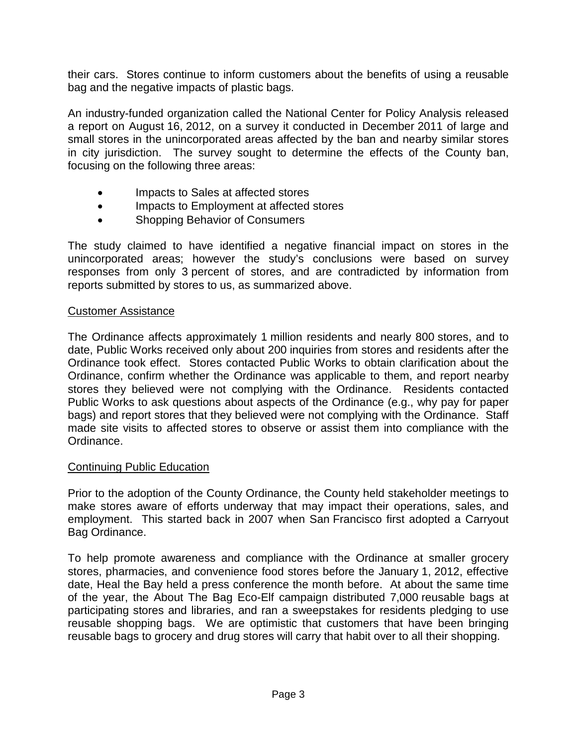their cars. Stores continue to inform customers about the benefits of using a reusable bag and the negative impacts of plastic bags.

An industry-funded organization called the National Center for Policy Analysis released a report on August 16, 2012, on a survey it conducted in December 2011 of large and small stores in the unincorporated areas affected by the ban and nearby similar stores in city jurisdiction. The survey sought to determine the effects of the County ban, focusing on the following three areas:

- Impacts to Sales at affected stores
- Impacts to Employment at affected stores
- Shopping Behavior of Consumers

The study claimed to have identified a negative financial impact on stores in the unincorporated areas; however the study's conclusions were based on survey responses from only 3 percent of stores, and are contradicted by information from reports submitted by stores to us, as summarized above.

<u>Customer Assistance</u>

The Ordinance affects approximately 1 million residents and nearly 800 stores, and to date, Public Works received only about 200 inquiries from stores and residents after the Ordinance took effect. Stores contacted Public Works to obtain clarification about the Ordinance, confirm whether the Ordinance was applicable to them, and report nearby stores they believed were not complying with the Ordinance. Residents contacted Public Works to ask questions about aspects of the Ordinance (e.g., why pay for paper bags) and report stores that they believed were not complying with the Ordinance. Staff made site visits to affected stores to observe or assist them into compliance with the Ordinance.

<u>Continuing Public Education</u>

Prior to the adoption of the County Ordinance, the County held stakeholder meetings to make stores aware of efforts underway that may impact their operations, sales, and employment. This started back in 2007 when San Francisco first adopted a Carryout Bag Ordinance.

To help promote awareness and compliance with the Ordinance at smaller grocery stores, pharmacies, and convenience food stores before the January 1, 2012, effective date, Heal the Bay held a press conference the month before. At about the same time of the year, the About The Bag Eco-Elf campaign distributed 7,000 reusable bags at participating stores and libraries, and ran a sweepstakes for residents pledging to use reusable shopping bags. We are optimistic that customers that have been bringing reusable bags to grocery and drug stores will carry that habit over to all their shopping.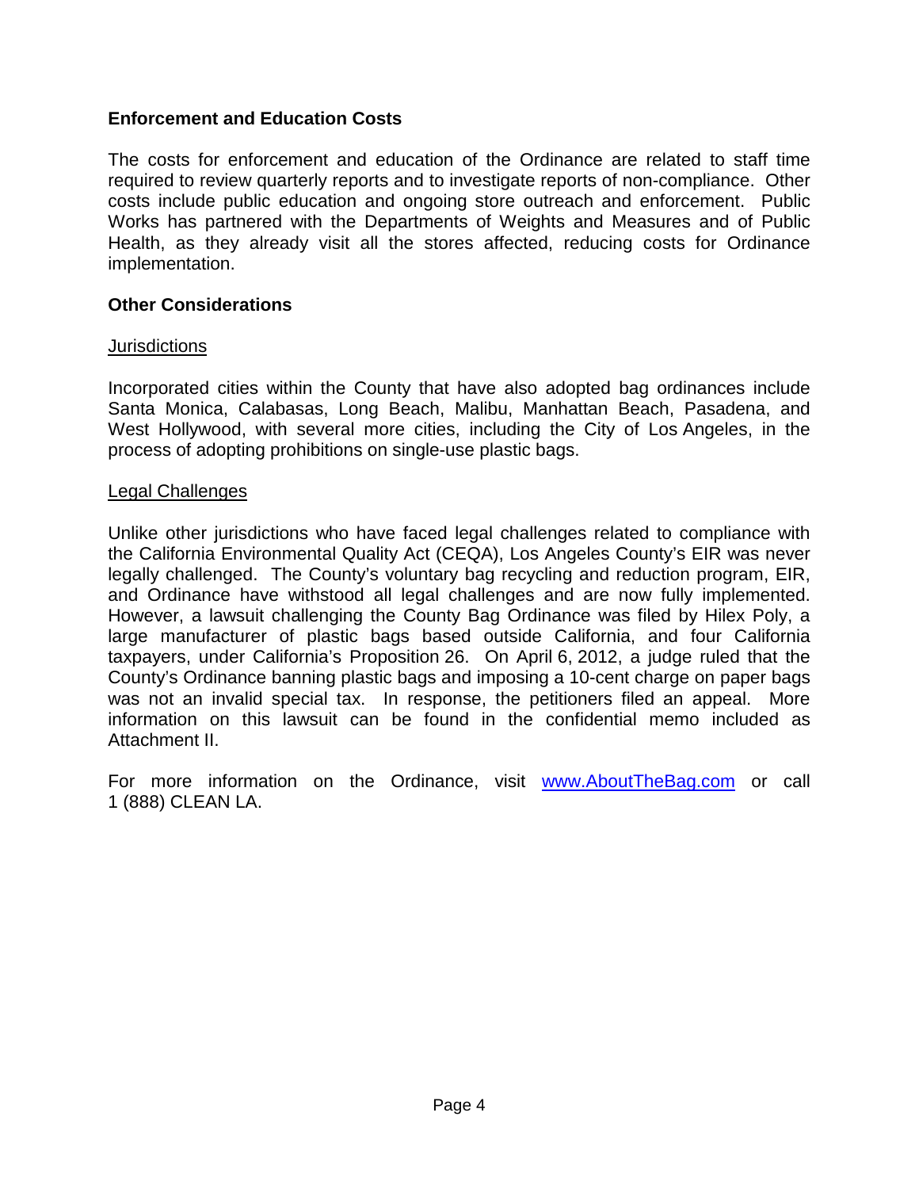**Enforcement and Education Costs**

The costs for enforcement and education of the Ordinance are related to staff time required to review quarterly reports and to investigate reports of non-compliance. Other costs include public education and ongoing store outreach and enforcement. Public Works has partnered with the Departments of Weights and Measures and of Public Health, as they already visit all the stores affected, reducing costs for Ordinance implementation.

**Other Considerations**

Jurisdictions

Incorporated cities within the County that have also adopted bag ordinances include Santa Monica, Calabasas, Long Beach, Malibu, Manhattan Beach, Pasadena, and West Hollywood, with several more cities, including the City of Los Angeles, in the process of adopting prohibitions on single-use plastic bags.

Legal Challenges

Unlike other jurisdictions who have faced legal challenges related to compliance with the California Environmental Quality Act (CEQA), Los Angeles County's EIR was never legally challenged. The County's voluntary bag recycling and reduction program, EIR, and Ordinance have withstood all legal challenges and are now fully implemented. However, a lawsuit challenging the County Bag Ordinance was filed by Hilex Poly, a large manufacturer of plastic bags based outside California, and four California taxpayers, under California's Proposition 26. On April 6, 2012, a judge ruled that the County's Ordinance banning plastic bags and imposing a 10-cent charge on paper bags was not an invalid special tax. In response, the petitioners filed an appeal. More information on this lawsuit can be found in the confidential memo included as Attachment II.

For more information on the Ordinance, visit [www.AboutTheBag.com](http://www.AboutTheBag.com) or call 1 (888) CLEAN LA.